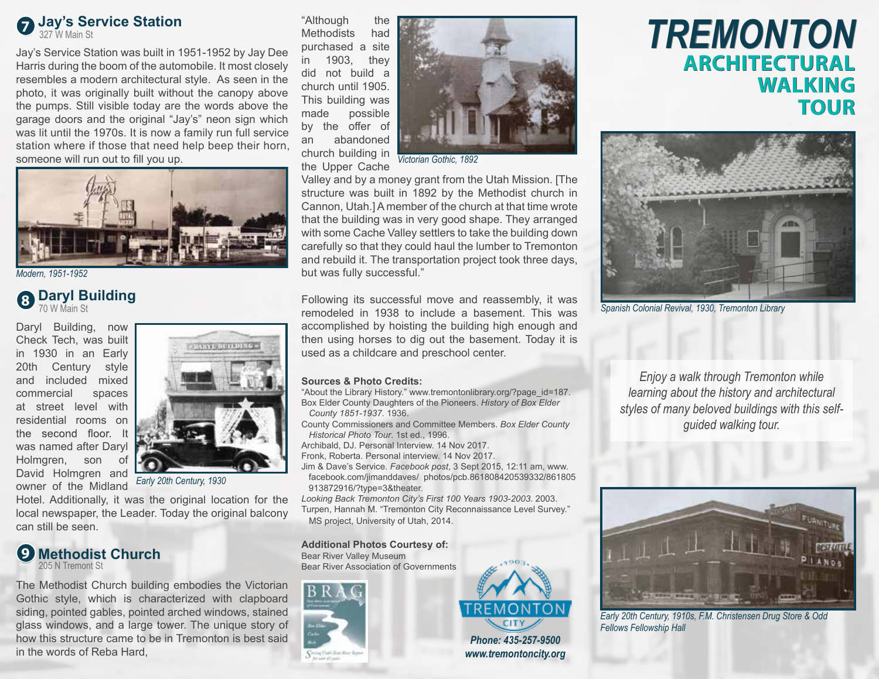## 7 Jay's Service Station

327 W Main St

Jay's Service Station was built in 1951-1952 by Jay Dee Harris during the boom of the automobile. It most closely resembles a modern architectural style. As seen in the photo, it was originally built without the canopy above the pumps. Still visible today are the words above the garage doors and the original "Jay's" neon sign which was lit until the 1970s. It is now a family run full service station where if those that need help beep their horn, someone will run out to fill you up.

*Modern, 1951-1952*

## 8 Daryl Building

70 W Main St

Daryl Building, now Check Tech, was built in 1930 in an Early 20th Century style and included mixed commercial spaces at street level with residential rooms on the second floor. It was named after Daryl Holmgren, son of David Holmgren and owner of the Midland Hotel. Additionally, it was the original location for the local newspaper, the Leader. Today the original balcony can still be seen.

*Early 20th Century, 1930*

## 9 Methodist Church

205 N Tremont St

The Methodist Church building embodies the Victorian Gothic style, which is characterized with clapboard siding, pointed gables, pointed arched windows, stained glass windows, and a large tower. The unique story of how this structure came to be in Tremonton is best said in the words of Reba Hard,

"Although the Methodists had purchased a site in 1903, they did not build a church until 1905. This building was made possible by the offer of an abandoned church building in the Upper Cache Valley and by a money grant from the Utah Mission. [The structure was built in 1892 by the Methodist church in Cannon, Utah.] A member of the church at that time wrote that the building was in very good shape. They arranged with some Cache Valley settlers to take the building down carefully so that they could haul the lumber to Tremonton and rebuild it. The transportation project took three days, but was fully successful."

*Victorian Gothic, 1892*

Following its successful move and reassembly, it was remodeled in 1938 to include a basement. This was accomplished by hoisting the building high enough and then using horses to dig out the basement. Today it is used as a childcare and preschool center.

**Sources & Photo Credits:**

"About the Library History." www.tremontonlibrary.org/?page_id=187.
Box Elder County Daughters of the Pioneers. *History of Box Elder County 1851-1937*. 1936.
County Commissioners and Committee Members. *Box Elder County Historical Photo Tour*. 1st ed., 1996.
Archibald, DJ. Personal Interview. 14 Nov 2017.
Fronk, Roberta. Personal interview. 14 Nov 2017.
Jim & Dave's Service. *Facebook post*, 3 Sept 2015, 12:11 am, www.facebook.com/jimanddaves/ photos/pcb.861808420539332/861805913872916/?type=3&theater.
*Looking Back Tremonton City's First 100 Years 1903-2003*. 2003.
Turpen, Hannah M. "Tremonton City Reconnaissance Level Survey." MS project, University of Utah, 2014.

**Additional Photos Courtesy of:**

Bear River Valley Museum
Bear River Association of Governments

*Phone: 435-257-9500*
*www.tremontoncity.org*

# TREMONTON ARCHITECTURAL WALKING TOUR

*Spanish Colonial Revival, 1930, Tremonton Library*

*Enjoy a walk through Tremonton while learning about the history and architectural styles of many beloved buildings with this self-guided walking tour.*

*Early 20th Century, 1910s, F.M. Christensen Drug Store & Odd Fellows Fellowship Hall*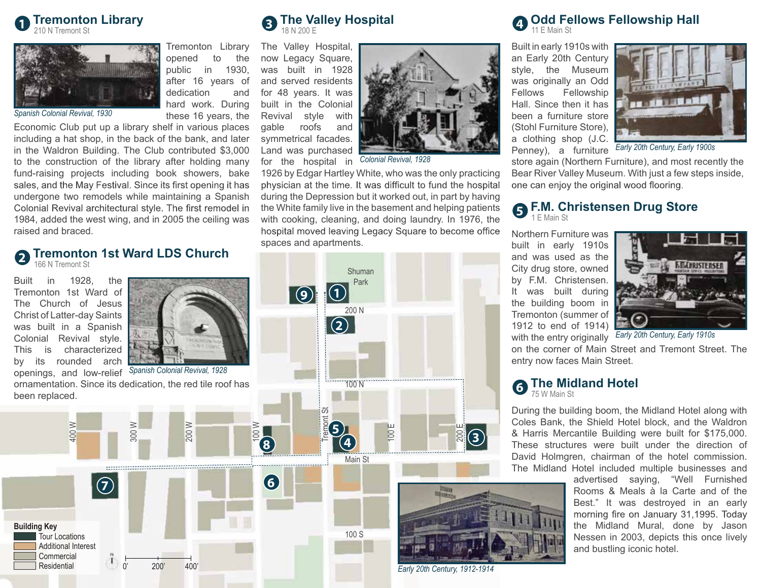## 1 Tremonton Library

210 N Tremont St

*Spanish Colonial Revival, 1930*

Tremonton Library opened to the public in 1930, after 16 years of dedication and hard work. During these 16 years, the Economic Club put up a library shelf in various places including a hat shop, in the back of the bank, and later in the Waldron Building. The Club contributed $3,000 to the construction of the library after holding many fund-raising projects including book showers, bake sales, and the May Festival. Since its first opening it has undergone two remodels while maintaining a Spanish Colonial Revival architectural style. The first remodel in 1984, added the west wing, and in 2005 the ceiling was raised and braced.

## 2 Tremonton 1st Ward LDS Church

166 N Tremont St

*Spanish Colonial Revival, 1928*

Built in 1928, the Tremonton 1st Ward of The Church of Jesus Christ of Latter-day Saints was built in a Spanish Colonial Revival style. This is characterized by its rounded arch openings, and low-relief ornamentation. Since its dedication, the red tile roof has been replaced.

## 3 The Valley Hospital

18 N 200 E

*Colonial Revival, 1928*

The Valley Hospital, now Legacy Square, was built in 1928 and served residents for 48 years. It was built in the Colonial Revival style with gable roofs and symmetrical facades. Land was purchased for the hospital in 1926 by Edgar Hartley White, who was the only practicing physician at the time. It was difficult to fund the hospital during the Depression but it worked out, in part by having the White family live in the basement and helping patients with cooking, cleaning, and doing laundry. In 1976, the hospital moved leaving Legacy Square to become office spaces and apartments.

Shuman Park
200 N
100 N
Tremont St
100 E
200 E
Main St
100 W
200 W
300 W
400 W
100 S

**Building Key**
Tour Locations
Additional Interest
Commercial
Residential

0' 200' 400'

## 4 Odd Fellows Fellowship Hall

11 E Main St

*Early 20th Century, Early 1900s*

Built in early 1910s with an Early 20th Century style, the Museum was originally an Odd Fellows Fellowship Hall. Since then it has been a furniture store (Stohl Furniture Store), a clothing shop (J.C. Penney), a furniture store again (Northern Furniture), and most recently the Bear River Valley Museum. With just a few steps inside, one can enjoy the original wood flooring.

## 5 F.M. Christensen Drug Store

1 E Main St

*Early 20th Century, Early 1910s*

Northern Furniture was built in early 1910s and was used as the City drug store, owned by F.M. Christensen. It was built during the building boom in Tremonton (summer of 1912 to end of 1914) with the entry originally on the corner of Main Street and Tremont Street. The entry now faces Main Street.

## 6 The Midland Hotel

75 W Main St

During the building boom, the Midland Hotel along with Coles Bank, the Shield Hotel block, and the Waldron & Harris Mercantile Building were built for $175,000. These structures were built under the direction of David Holmgren, chairman of the hotel commission. The Midland Hotel included multiple businesses and advertised saying, "Well Furnished Rooms & Meals à la Carte and of the Best." It was destroyed in an early morning fire on January 31,1995. Today the Midland Mural, done by Jason Nessen in 2003, depicts this once lively and bustling iconic hotel.

*Early 20th Century, 1912-1914*